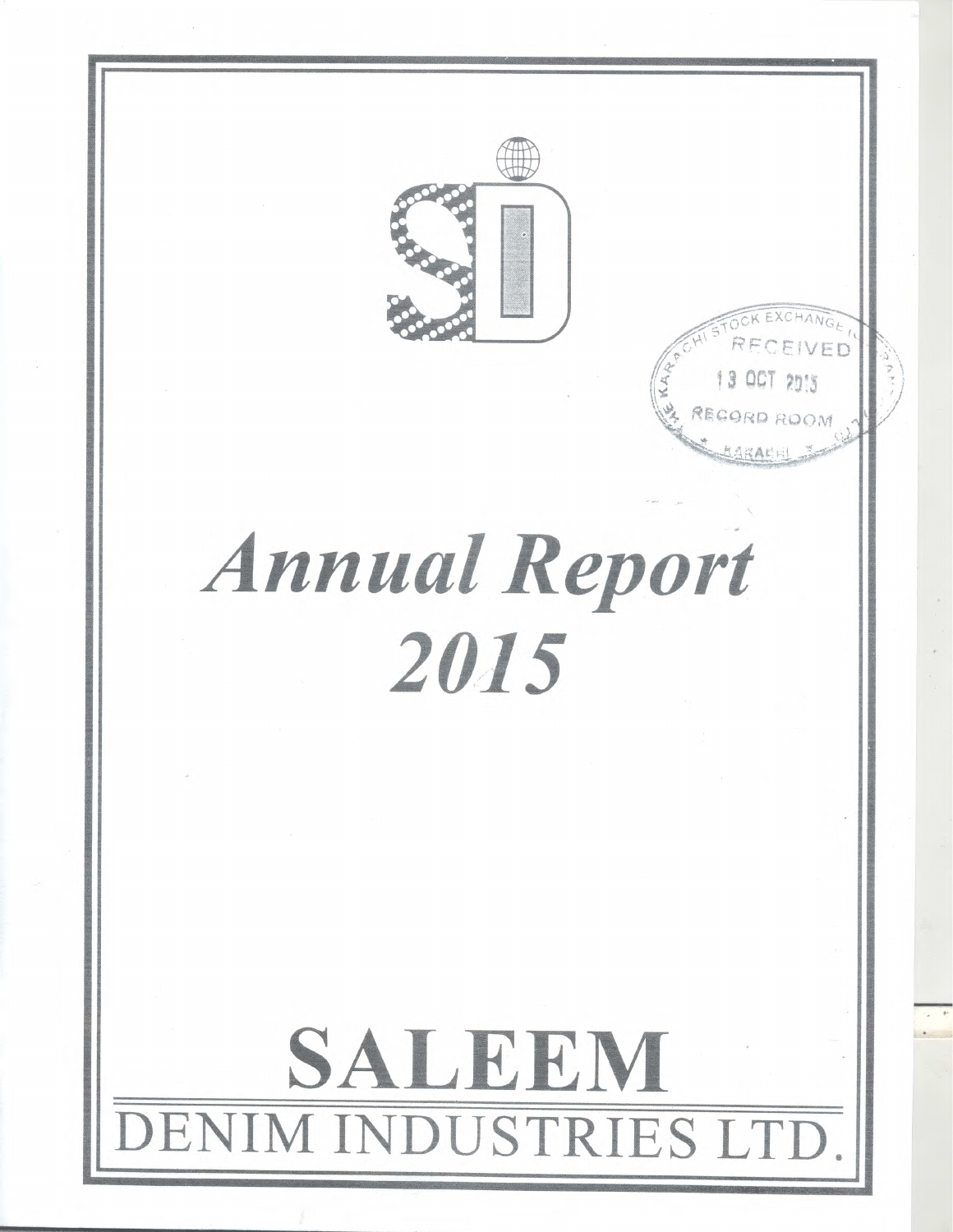THE KARACHI STOCK EXCHANGE (G) RECEIVED 13 OCT 2015 RECORD ROOM KARACHI

# *Annual Report 2015*

# SALEEM

## DENIM INDUSTRIES LTD.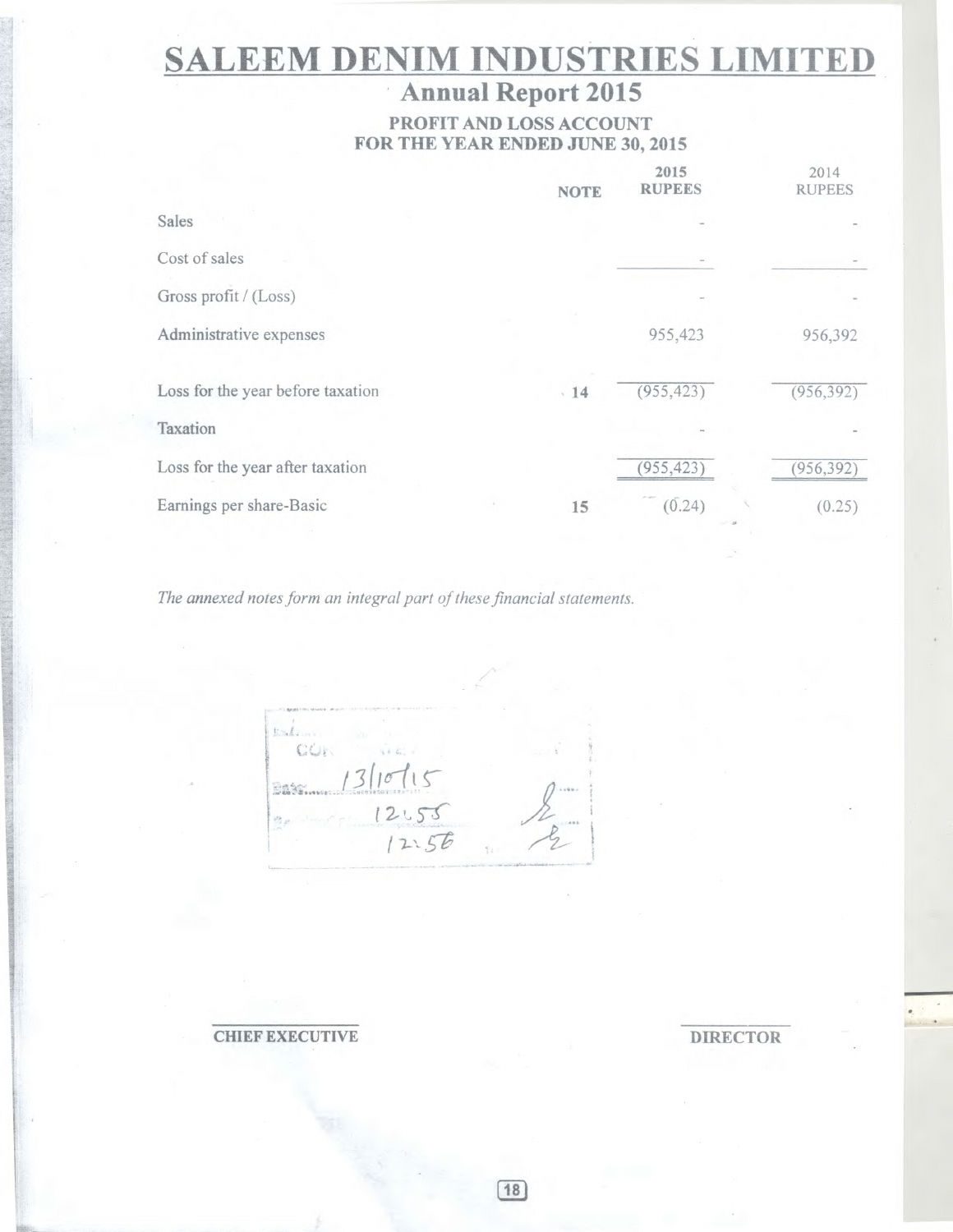# SALEEM DENIM INDUSTRIES LIMITED

## Annual Report 2015

### PROFIT AND LOSS ACCOUNT
### FOR THE YEAR ENDED JUNE 30, 2015

| | NOTE | 2015 RUPEES | 2014 RUPEES |
|---|---|---|---|
| Sales | | - | - |
| Cost of sales | | - | - |
| Gross profit / (Loss) | | - | - |
| Administrative expenses | | 955,423 | 956,392 |
| Loss for the year before taxation | 14 | (955,423) | (956,392) |
| Taxation | | - | - |
| Loss for the year after taxation | | (955,423) | (956,392) |
| Earnings per share-Basic | 15 | (0.24) | (0.25) |

*The annexed notes form an integral part of these financial statements.*

Date 13/10/15
12:55
12:56

**CHIEF EXECUTIVE** **DIRECTOR**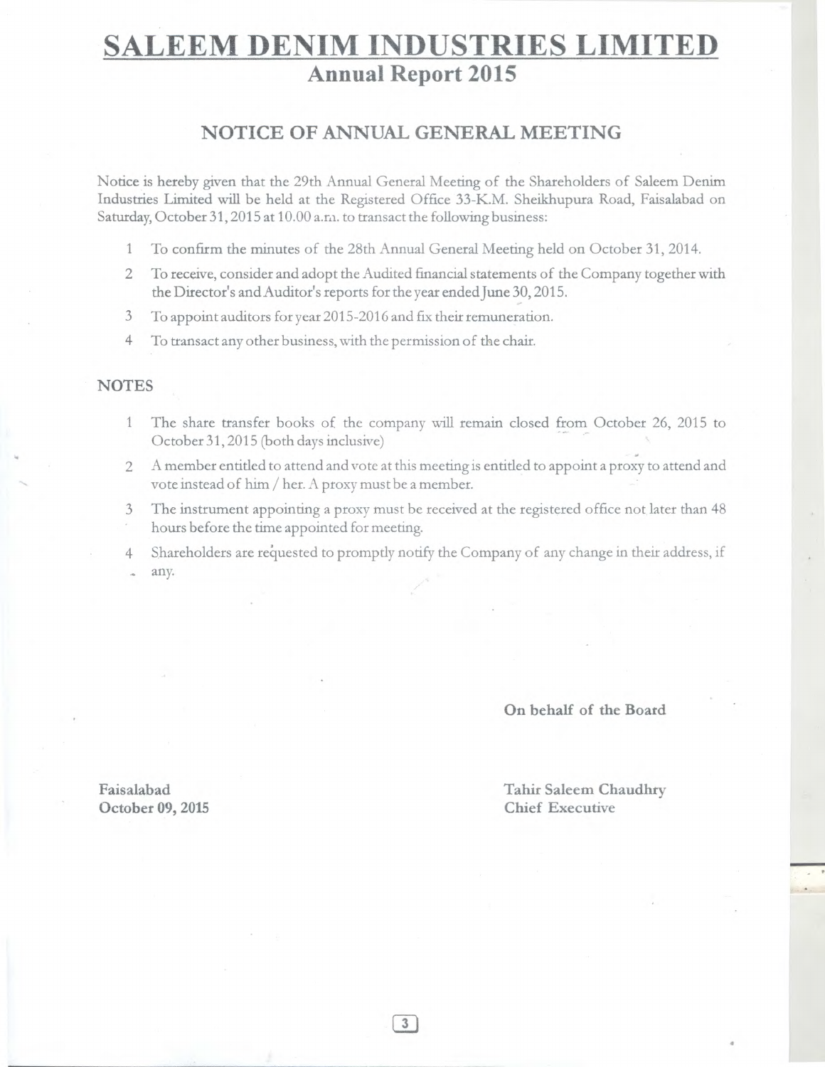# SALEEM DENIM INDUSTRIES LIMITED

## Annual Report 2015

## NOTICE OF ANNUAL GENERAL MEETING

Notice is hereby given that the 29th Annual General Meeting of the Shareholders of Saleem Denim Industries Limited will be held at the Registered Office 33-K.M. Sheikhupura Road, Faisalabad on Saturday, October 31, 2015 at 10.00 a.m. to transact the following business:

1. To confirm the minutes of the 28th Annual General Meeting held on October 31, 2014.
2. To receive, consider and adopt the Audited financial statements of the Company together with the Director's and Auditor's reports for the year ended June 30, 2015.
3. To appoint auditors for year 2015-2016 and fix their remuneration.
4. To transact any other business, with the permission of the chair.

### NOTES

1. The share transfer books of the company will remain closed from October 26, 2015 to October 31, 2015 (both days inclusive)
2. A member entitled to attend and vote at this meeting is entitled to appoint a proxy to attend and vote instead of him / her. A proxy must be a member.
3. The instrument appointing a proxy must be received at the registered office not later than 48 hours before the time appointed for meeting.
4. Shareholders are requested to promptly notify the Company of any change in their address, if any.

**On behalf of the Board**

**Faisalabad**
**October 09, 2015**

**Tahir Saleem Chaudhry**
**Chief Executive**